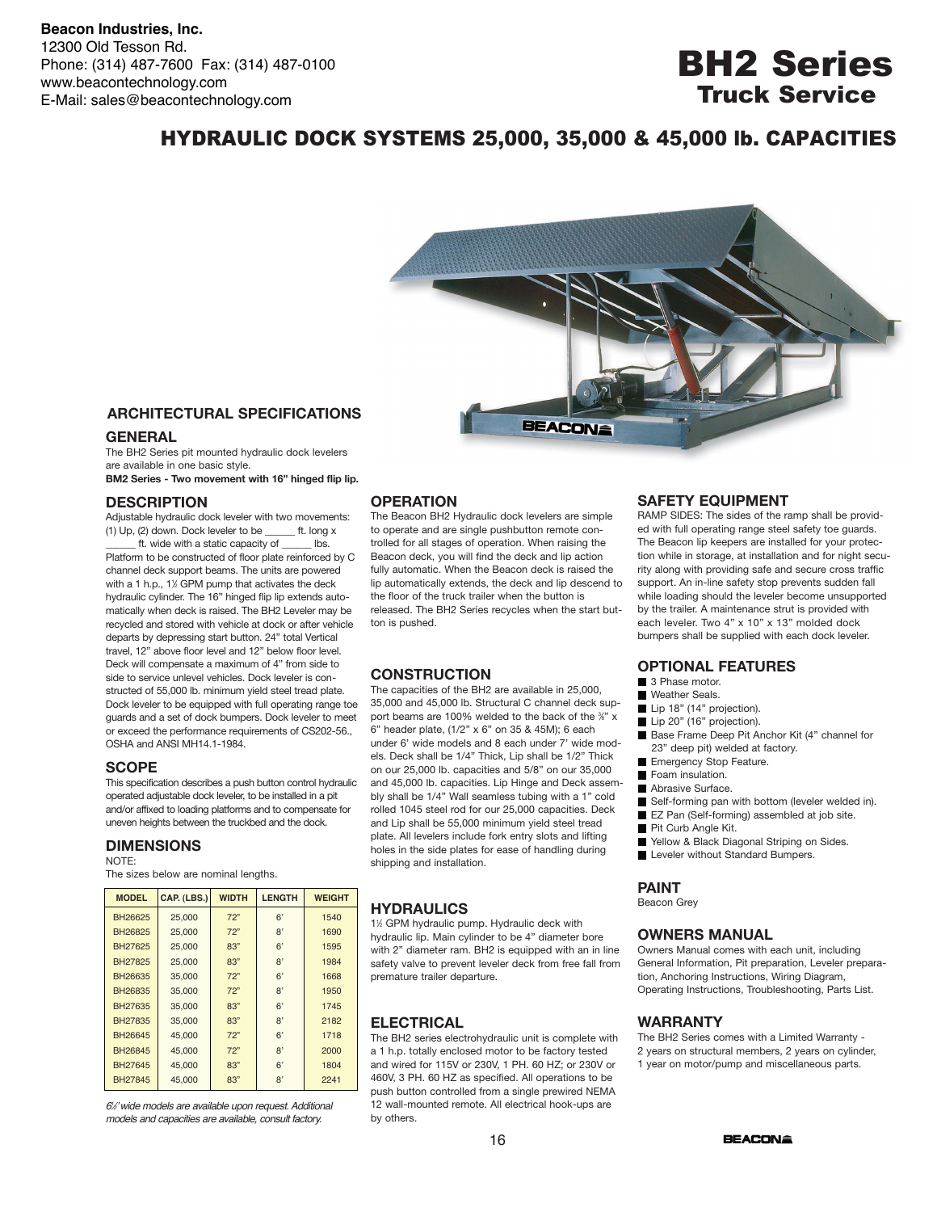**Beacon Industries, Inc.**
12300 Old Tesson Rd.
Phone: (314) 487-7600 Fax: (314) 487-0100
www.beacontechnology.com
E-Mail: sales@beacontechnology.com

# BH2 Series
## Truck Service

## HYDRAULIC DOCK SYSTEMS 25,000, 35,000 & 45,000 lb. CAPACITIES

### ARCHITECTURAL SPECIFICATIONS

### GENERAL

The BH2 Series pit mounted hydraulic dock levelers are available in one basic style.
**BM2 Series - Two movement with 16" hinged flip lip.**

### DESCRIPTION

Adjustable hydraulic dock leveler with two movements: (1) Up, (2) down. Dock leveler to be ______ ft. long x ______ ft. wide with a static capacity of ______ lbs. Platform to be constructed of floor plate reinforced by C channel deck support beams. The units are powered with a 1 h.p., 1½ GPM pump that activates the deck hydraulic cylinder. The 16" hinged flip lip extends automatically when deck is raised. The BH2 Leveler may be recycled and stored with vehicle at dock or after vehicle departs by depressing start button. 24" total Vertical travel, 12" above floor level and 12" below floor level. Deck will compensate a maximum of 4" from side to side to service unlevel vehicles. Dock leveler is constructed of 55,000 lb. minimum yield steel tread plate. Dock leveler to be equipped with full operating range toe guards and a set of dock bumpers. Dock leveler to meet or exceed the performance requirements of CS202-56., OSHA and ANSI MH14.1-1984.

### SCOPE

This specification describes a push button control hydraulic operated adjustable dock leveler, to be installed in a pit and/or affixed to loading platforms and to compensate for uneven heights between the truckbed and the dock.

### DIMENSIONS

NOTE:
The sizes below are nominal lengths.

| MODEL | CAP. (LBS.) | WIDTH | LENGTH | WEIGHT |
|---|---|---|---|---|
| BH26625 | 25,000 | 72" | 6' | 1540 |
| BH26825 | 25,000 | 72" | 8' | 1690 |
| BH27625 | 25,000 | 83" | 6' | 1595 |
| BH27825 | 25,000 | 83" | 8' | 1984 |
| BH26635 | 35,000 | 72" | 6' | 1668 |
| BH26835 | 35,000 | 72" | 8' | 1950 |
| BH27635 | 35,000 | 83" | 6' | 1745 |
| BH27835 | 35,000 | 83" | 8' | 2182 |
| BH26645 | 45,000 | 72" | 6' | 1718 |
| BH26845 | 45,000 | 72" | 8' | 2000 |
| BH27645 | 45,000 | 83" | 6' | 1804 |
| BH27845 | 45,000 | 83" | 8' | 2241 |

*6½' wide models are available upon request. Additional models and capacities are available, consult factory.*

### OPERATION

The Beacon BH2 Hydraulic dock levelers are simple to operate and are single pushbutton remote controlled for all stages of operation. When raising the Beacon deck, you will find the deck and lip action fully automatic. When the Beacon deck is raised the lip automatically extends, the deck and lip descend to the floor of the truck trailer when the button is released. The BH2 Series recycles when the start button is pushed.

### CONSTRUCTION

The capacities of the BH2 are available in 25,000, 35,000 and 45,000 lb. Structural C channel deck support beams are 100% welded to the back of the ⅜" x 6" header plate, (1/2" x 6" on 35 & 45M); 6 each under 6' wide models and 8 each under 7' wide models. Deck shall be 1/4" Thick, Lip shall be 1/2" Thick on our 25,000 lb. capacities and 5/8" on our 35,000 and 45,000 lb. capacities. Lip Hinge and Deck assembly shall be 1/4" Wall seamless tubing with a 1" cold rolled 1045 steel rod for our 25,000 capacities. Deck and Lip shall be 55,000 minimum yield steel tread plate. All levelers include fork entry slots and lifting holes in the side plates for ease of handling during shipping and installation.

### HYDRAULICS

1½ GPM hydraulic pump. Hydraulic deck with hydraulic lip. Main cylinder to be 4" diameter bore with 2" diameter ram. BH2 is equipped with an in line safety valve to prevent leveler deck from free fall from premature trailer departure.

### ELECTRICAL

The BH2 series electrohydraulic unit is complete with a 1 h.p. totally enclosed motor to be factory tested and wired for 115V or 230V, 1 PH. 60 HZ; or 230V or 460V, 3 PH. 60 HZ as specified. All operations to be push button controlled from a single prewired NEMA 12 wall-mounted remote. All electrical hook-ups are by others.

### SAFETY EQUIPMENT

RAMP SIDES: The sides of the ramp shall be provided with full operating range steel safety toe guards. The Beacon lip keepers are installed for your protection while in storage, at installation and for night security along with providing safe and secure cross traffic support. An in-line safety stop prevents sudden fall while loading should the leveler become unsupported by the trailer. A maintenance strut is provided with each leveler. Two 4" x 10" x 13" molded dock bumpers shall be supplied with each dock leveler.

### OPTIONAL FEATURES

- 3 Phase motor.
- Weather Seals.
- Lip 18" (14" projection).
- Lip 20" (16" projection).
- Base Frame Deep Pit Anchor Kit (4" channel for 23" deep pit) welded at factory.
- Emergency Stop Feature.
- Foam insulation.
- Abrasive Surface.
- Self-forming pan with bottom (leveler welded in).
- EZ Pan (Self-forming) assembled at job site.
- Pit Curb Angle Kit.
- Yellow & Black Diagonal Striping on Sides.
- Leveler without Standard Bumpers.

### PAINT

Beacon Grey

### OWNERS MANUAL

Owners Manual comes with each unit, including General Information, Pit preparation, Leveler preparation, Anchoring Instructions, Wiring Diagram, Operating Instructions, Troubleshooting, Parts List.

### WARRANTY

The BH2 Series comes with a Limited Warranty - 2 years on structural members, 2 years on cylinder, 1 year on motor/pump and miscellaneous parts.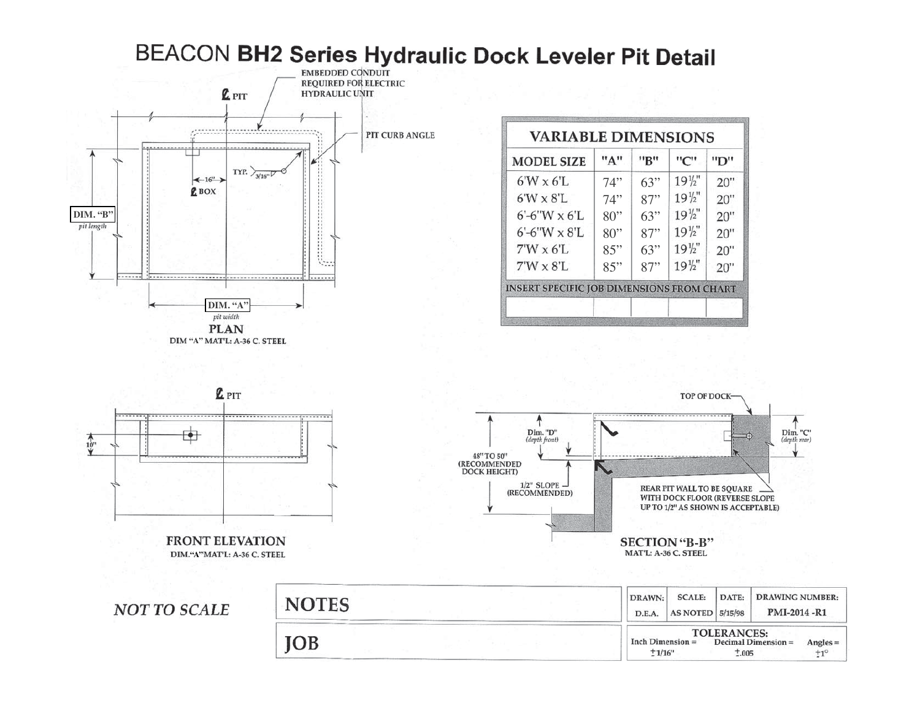# BEACON **BH2 Series Hydraulic Dock Leveler Pit Detail**

EMBEDDED CONDUIT REQUIRED FOR ELECTRIC HYDRAULIC UNIT

℄ PIT

PIT CURB ANGLE

TYP. 3/16"

16"

℄ BOX

DIM. "B"
*pit length*

DIM. "A"
*pit width*

**PLAN**
DIM "A" MAT'L: A-36 C. STEEL

| VARIABLE DIMENSIONS | | | | |
|---|---|---|---|---|
| MODEL SIZE | "A" | "B" | "C" | "D" |
| 6'W x 6'L | 74" | 63" | 19½" | 20" |
| 6'W x 8'L | 74" | 87" | 19½" | 20" |
| 6'-6"W x 6'L | 80" | 63" | 19½" | 20" |
| 6'-6"W x 8'L | 80" | 87" | 19½" | 20" |
| 7'W x 6'L | 85" | 63" | 19½" | 20" |
| 7'W x 8'L | 85" | 87" | 19½" | 20" |
| INSERT SPECIFIC JOB DIMENSIONS FROM CHART | | | | |
| | | | | |

℄ PIT

10"

**FRONT ELEVATION**
DIM."A"MAT'L: A-36 C. STEEL

TOP OF DOCK

Dim. "D"
*(depth front)*

Dim. "C"
*(depth rear)*

48" TO 50"
(RECOMMENDED DOCK HEIGHT)

1/2" SLOPE
(RECOMMENDED)

REAR PIT WALL TO BE SQUARE WITH DOCK FLOOR (REVERSE SLOPE UP TO 1/2" AS SHOWN IS ACCEPTABLE)

**SECTION "B-B"**
MAT'L: A-36 C. STEEL

*NOT TO SCALE*

**NOTES**

**JOB**

| DRAWN: | SCALE: | DATE: | DRAWING NUMBER: |
|---|---|---|---|
| D.E.A. | AS NOTED | 5/15/98 | PMI-2014 -R1 |

| TOLERANCES: | | |
|---|---|---|
| Inch Dimension = ±1/16" | Decimal Dimension = ±.005 | Angles = ±1° |